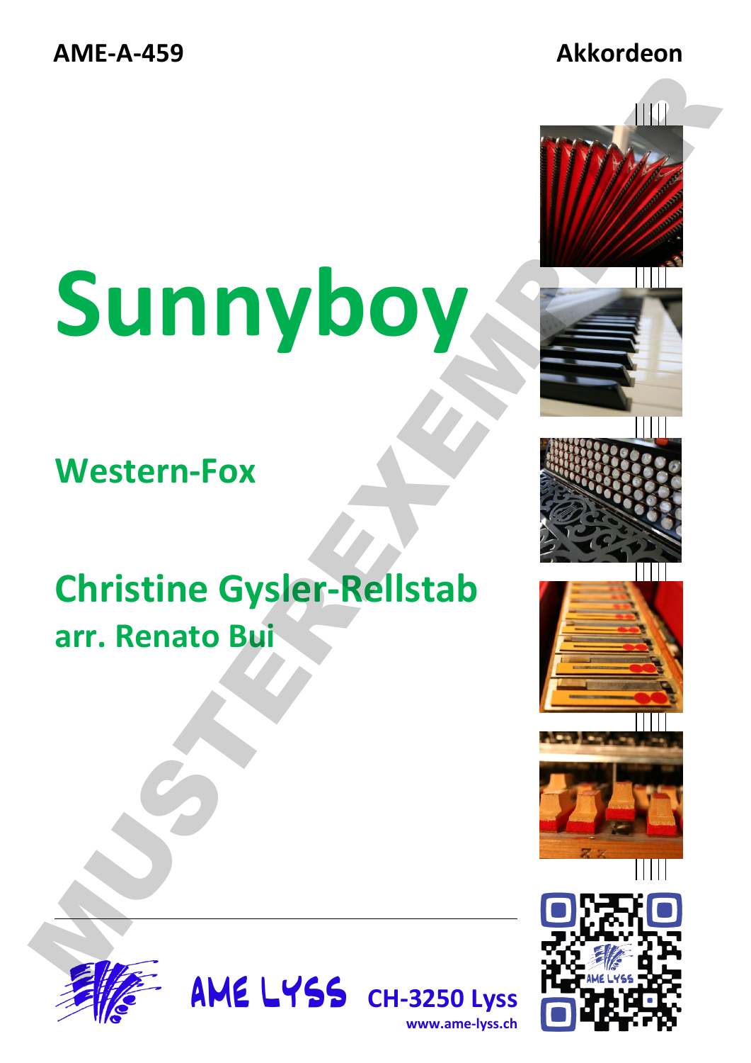AME-A-459

Akkordeon

# Sunnyboy

## Western-Fox

## Christine Gysler-Rellstab

### arr. Renato Bui

MUSTEREXEMPLAR

AME LYSS CH-3250 Lyss

www.ame-lyss.ch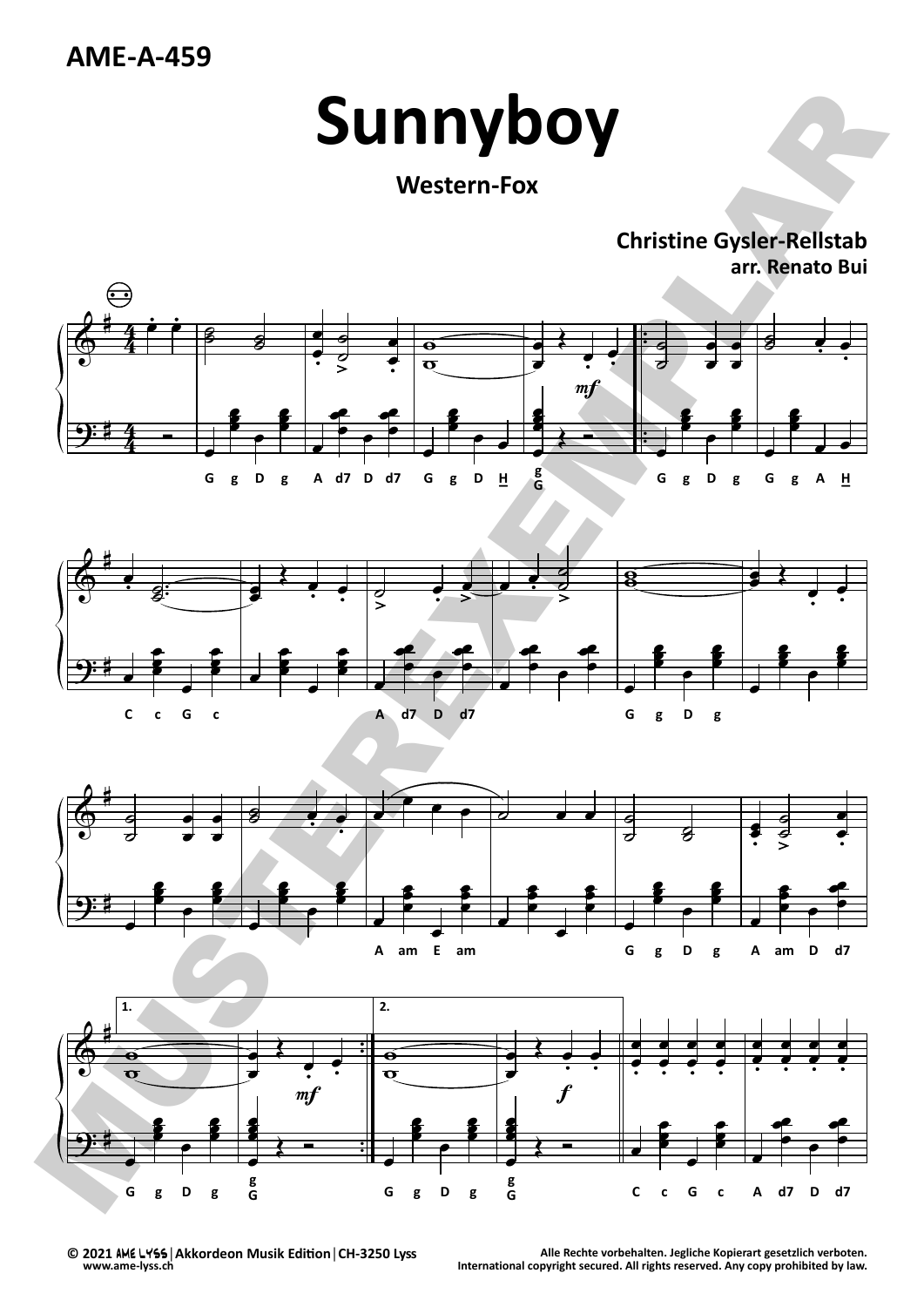AME-A-459

# Sunnyboy

**Western-Fox**

**Christine Gysler-Rellstab**
**arr. Renato Bui**

G g D g A d7 D d7 G g D H g/G G g D g G g A H

C c G c A d7 D d7 G g D g

A am E am G g D g A am D d7

G g D g g/G G g D g g/G C c G c A d7 D d7

© 2021 AME LYSS | Akkordeon Musik Edition | CH-3250 Lyss
www.ame-lyss.ch

Alle Rechte vorbehalten. Jegliche Kopierart gesetzlich verboten.
International copyright secured. All rights reserved. Any copy prohibited by law.